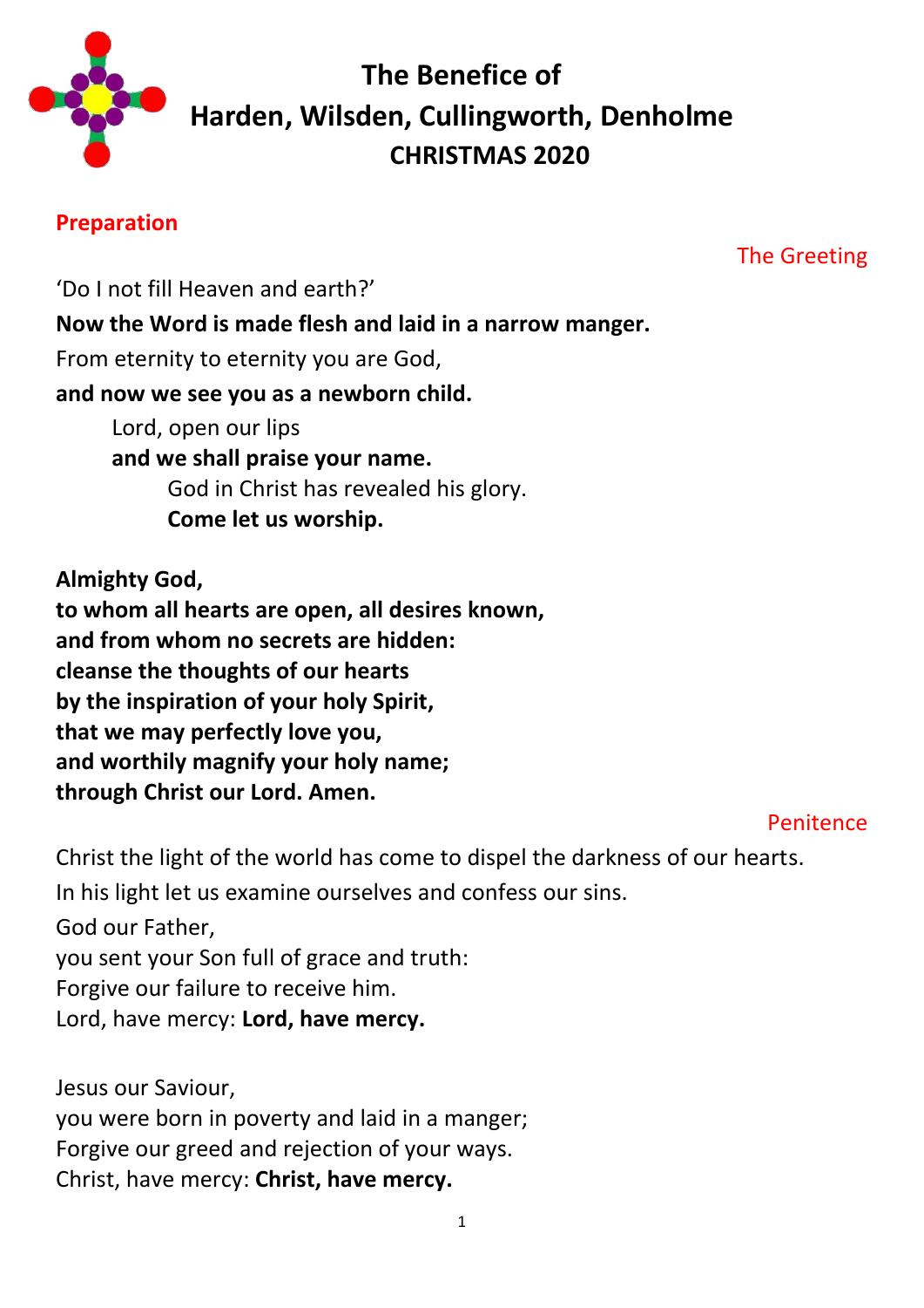# The Benefice of Harden, Wilsden, Cullingworth, Denholme

## CHRISTMAS 2020

### Preparation

The Greeting

'Do I not fill Heaven and earth?'

**Now the Word is made flesh and laid in a narrow manger.**

From eternity to eternity you are God,

**and now we see you as a newborn child.**

Lord, open our lips

**and we shall praise your name.**

God in Christ has revealed his glory.

**Come let us worship.**

**Almighty God,**
**to whom all hearts are open, all desires known,**
**and from whom no secrets are hidden:**
**cleanse the thoughts of our hearts**
**by the inspiration of your holy Spirit,**
**that we may perfectly love you,**
**and worthily magnify your holy name;**
**through Christ our Lord. Amen.**

Penitence

Christ the light of the world has come to dispel the darkness of our hearts.

In his light let us examine ourselves and confess our sins.

God our Father,
you sent your Son full of grace and truth:
Forgive our failure to receive him.
Lord, have mercy: **Lord, have mercy.**

Jesus our Saviour,
you were born in poverty and laid in a manger;
Forgive our greed and rejection of your ways.
Christ, have mercy: **Christ, have mercy.**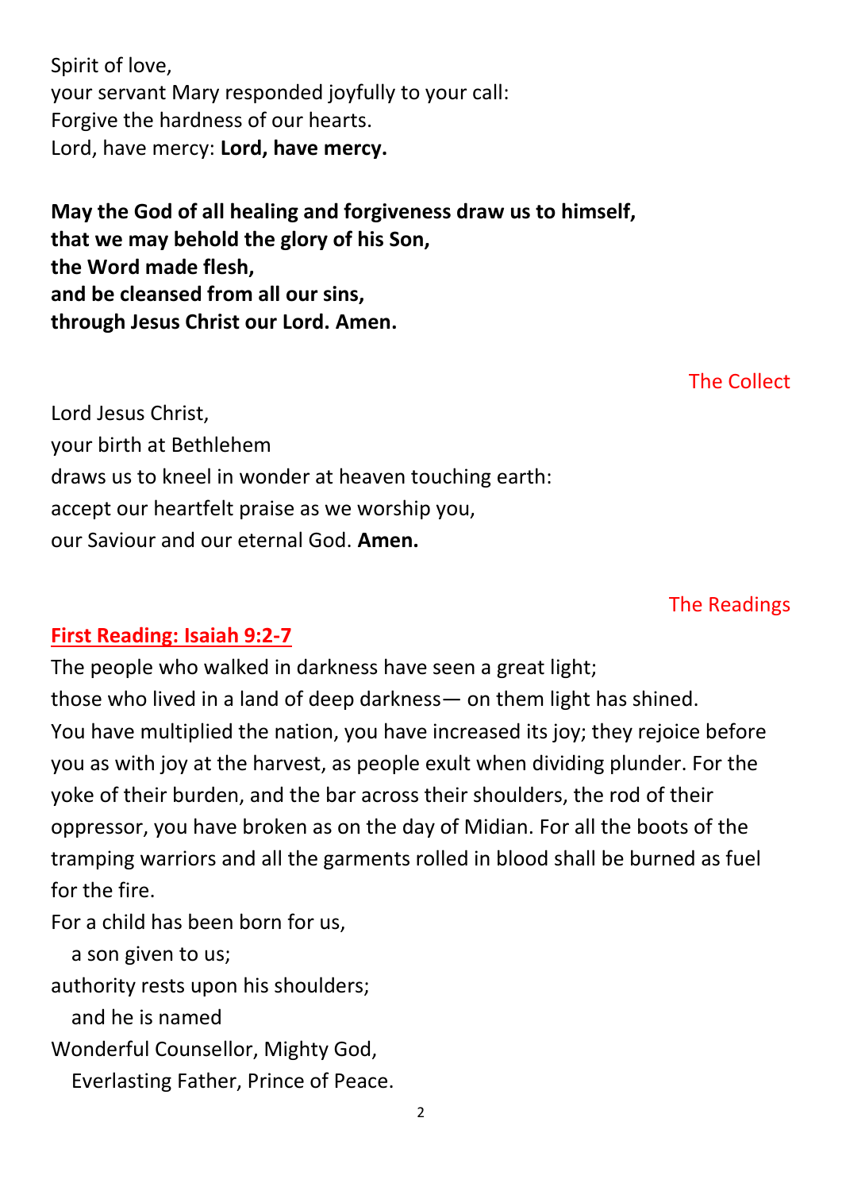Spirit of love,
your servant Mary responded joyfully to your call:
Forgive the hardness of our hearts.
Lord, have mercy: **Lord, have mercy.**

**May the God of all healing and forgiveness draw us to himself,**
**that we may behold the glory of his Son,**
**the Word made flesh,**
**and be cleansed from all our sins,**
**through Jesus Christ our Lord. Amen.**

## The Collect

Lord Jesus Christ,
your birth at Bethlehem
draws us to kneel in wonder at heaven touching earth:
accept our heartfelt praise as we worship you,
our Saviour and our eternal God. **Amen.**

## The Readings

**First Reading: Isaiah 9:2-7**

The people who walked in darkness have seen a great light;
those who lived in a land of deep darkness— on them light has shined.
You have multiplied the nation, you have increased its joy; they rejoice before you as with joy at the harvest, as people exult when dividing plunder. For the yoke of their burden, and the bar across their shoulders, the rod of their oppressor, you have broken as on the day of Midian. For all the boots of the tramping warriors and all the garments rolled in blood shall be burned as fuel for the fire.
For a child has been born for us,
  a son given to us;
authority rests upon his shoulders;
  and he is named
Wonderful Counsellor, Mighty God,
  Everlasting Father, Prince of Peace.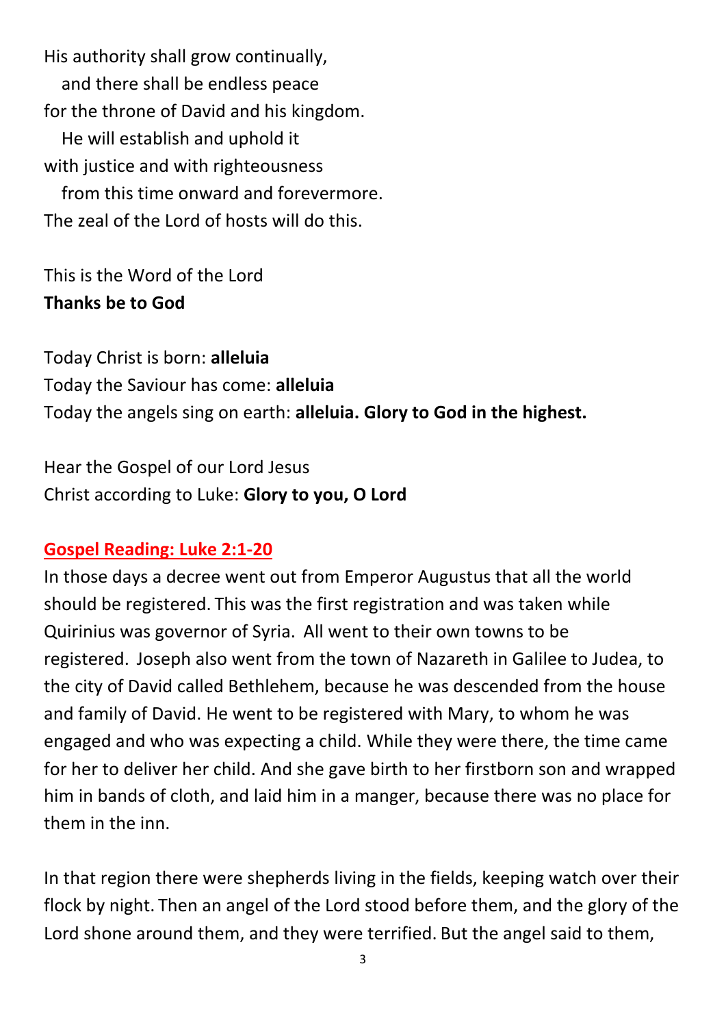His authority shall grow continually,
   and there shall be endless peace
for the throne of David and his kingdom.
   He will establish and uphold it
with justice and with righteousness
   from this time onward and forevermore.
The zeal of the Lord of hosts will do this.

This is the Word of the Lord
**Thanks be to God**

Today Christ is born: **alleluia**
Today the Saviour has come: **alleluia**
Today the angels sing on earth: **alleluia. Glory to God in the highest.**

Hear the Gospel of our Lord Jesus
Christ according to Luke: **Glory to you, O Lord**

## Gospel Reading: Luke 2:1-20

In those days a decree went out from Emperor Augustus that all the world should be registered. This was the first registration and was taken while Quirinius was governor of Syria. All went to their own towns to be registered. Joseph also went from the town of Nazareth in Galilee to Judea, to the city of David called Bethlehem, because he was descended from the house and family of David. He went to be registered with Mary, to whom he was engaged and who was expecting a child. While they were there, the time came for her to deliver her child. And she gave birth to her firstborn son and wrapped him in bands of cloth, and laid him in a manger, because there was no place for them in the inn.

In that region there were shepherds living in the fields, keeping watch over their flock by night. Then an angel of the Lord stood before them, and the glory of the Lord shone around them, and they were terrified. But the angel said to them,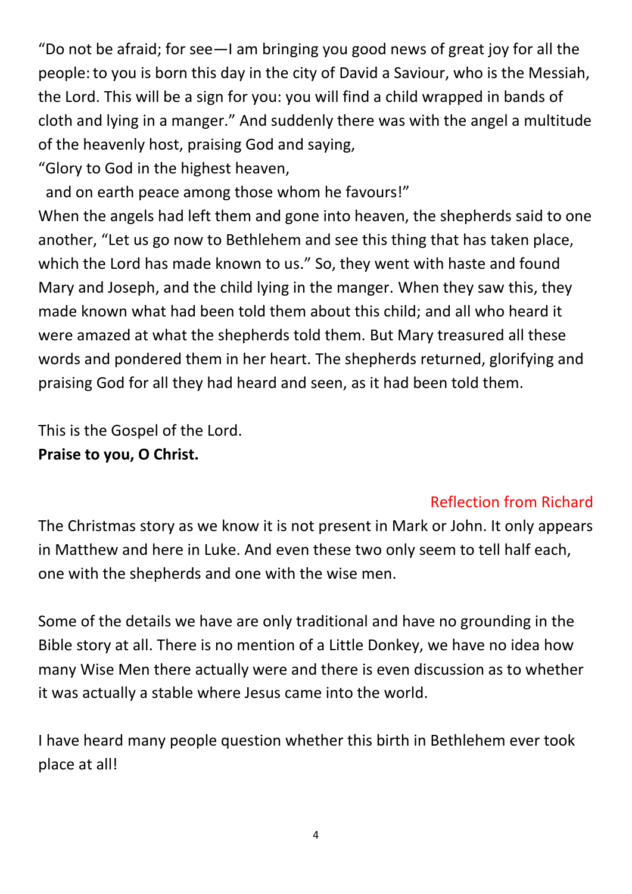"Do not be afraid; for see—I am bringing you good news of great joy for all the people: to you is born this day in the city of David a Saviour, who is the Messiah, the Lord. This will be a sign for you: you will find a child wrapped in bands of cloth and lying in a manger." And suddenly there was with the angel a multitude of the heavenly host, praising God and saying,

"Glory to God in the highest heaven,
 and on earth peace among those whom he favours!"

When the angels had left them and gone into heaven, the shepherds said to one another, "Let us go now to Bethlehem and see this thing that has taken place, which the Lord has made known to us." So, they went with haste and found Mary and Joseph, and the child lying in the manger. When they saw this, they made known what had been told them about this child; and all who heard it were amazed at what the shepherds told them. But Mary treasured all these words and pondered them in her heart. The shepherds returned, glorifying and praising God for all they had heard and seen, as it had been told them.

This is the Gospel of the Lord.
**Praise to you, O Christ.**

## Reflection from Richard

The Christmas story as we know it is not present in Mark or John. It only appears in Matthew and here in Luke. And even these two only seem to tell half each, one with the shepherds and one with the wise men.

Some of the details we have are only traditional and have no grounding in the Bible story at all. There is no mention of a Little Donkey, we have no idea how many Wise Men there actually were and there is even discussion as to whether it was actually a stable where Jesus came into the world.

I have heard many people question whether this birth in Bethlehem ever took place at all!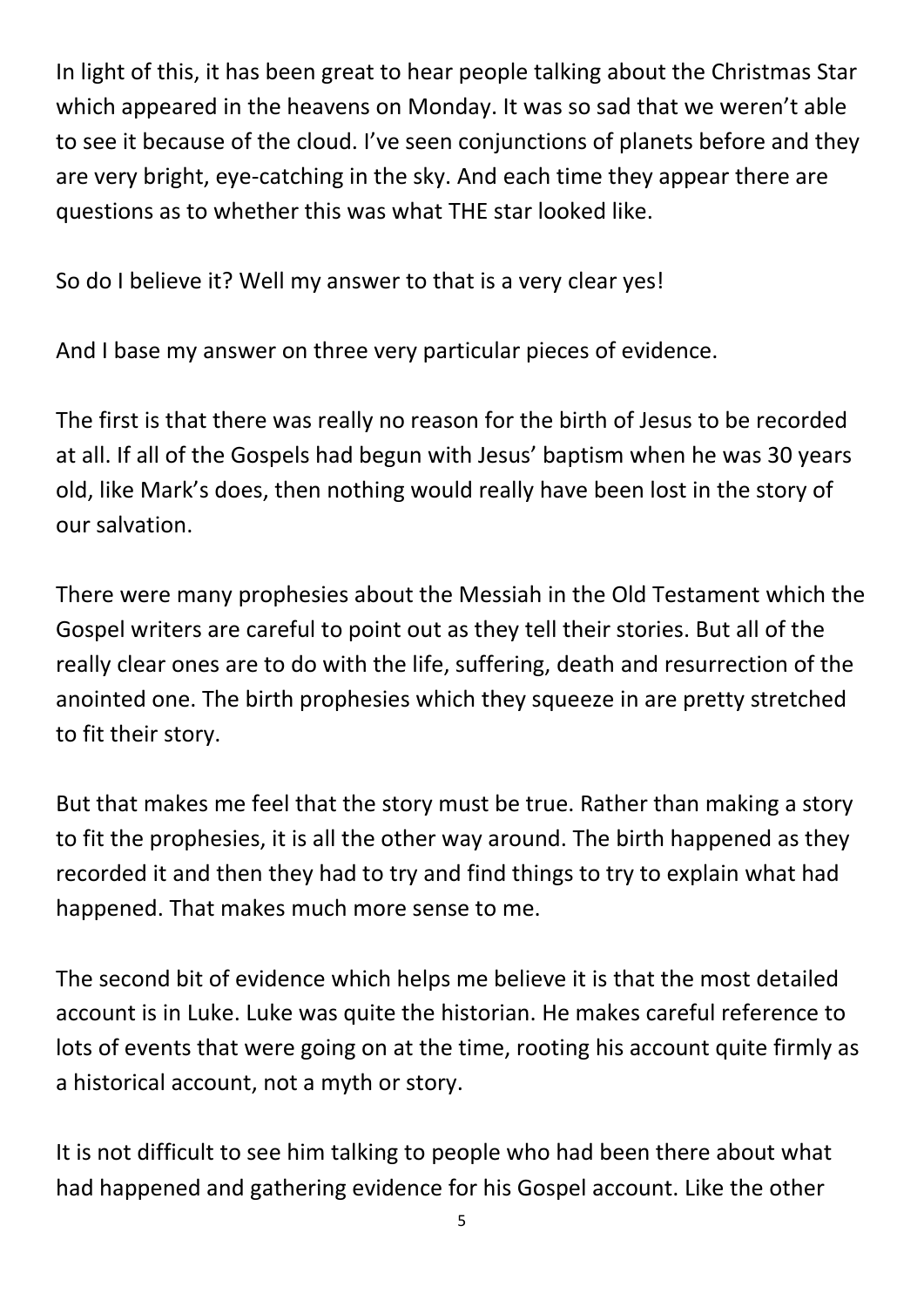In light of this, it has been great to hear people talking about the Christmas Star which appeared in the heavens on Monday. It was so sad that we weren't able to see it because of the cloud. I've seen conjunctions of planets before and they are very bright, eye-catching in the sky. And each time they appear there are questions as to whether this was what THE star looked like.

So do I believe it? Well my answer to that is a very clear yes!

And I base my answer on three very particular pieces of evidence.

The first is that there was really no reason for the birth of Jesus to be recorded at all. If all of the Gospels had begun with Jesus' baptism when he was 30 years old, like Mark's does, then nothing would really have been lost in the story of our salvation.

There were many prophesies about the Messiah in the Old Testament which the Gospel writers are careful to point out as they tell their stories. But all of the really clear ones are to do with the life, suffering, death and resurrection of the anointed one. The birth prophesies which they squeeze in are pretty stretched to fit their story.

But that makes me feel that the story must be true. Rather than making a story to fit the prophesies, it is all the other way around. The birth happened as they recorded it and then they had to try and find things to try to explain what had happened. That makes much more sense to me.

The second bit of evidence which helps me believe it is that the most detailed account is in Luke. Luke was quite the historian. He makes careful reference to lots of events that were going on at the time, rooting his account quite firmly as a historical account, not a myth or story.

It is not difficult to see him talking to people who had been there about what had happened and gathering evidence for his Gospel account. Like the other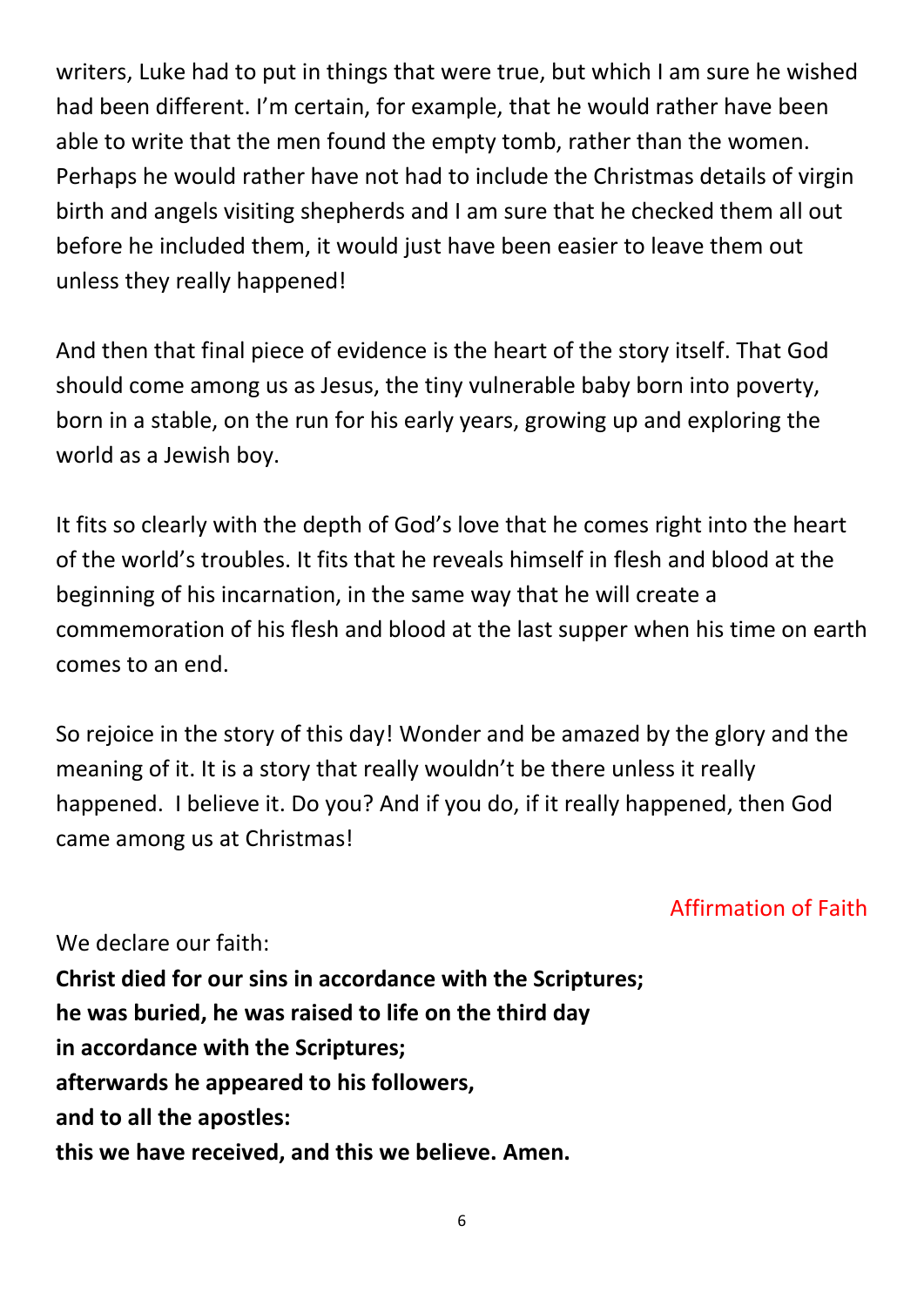writers, Luke had to put in things that were true, but which I am sure he wished had been different. I'm certain, for example, that he would rather have been able to write that the men found the empty tomb, rather than the women. Perhaps he would rather have not had to include the Christmas details of virgin birth and angels visiting shepherds and I am sure that he checked them all out before he included them, it would just have been easier to leave them out unless they really happened!

And then that final piece of evidence is the heart of the story itself. That God should come among us as Jesus, the tiny vulnerable baby born into poverty, born in a stable, on the run for his early years, growing up and exploring the world as a Jewish boy.

It fits so clearly with the depth of God's love that he comes right into the heart of the world's troubles. It fits that he reveals himself in flesh and blood at the beginning of his incarnation, in the same way that he will create a commemoration of his flesh and blood at the last supper when his time on earth comes to an end.

So rejoice in the story of this day! Wonder and be amazed by the glory and the meaning of it. It is a story that really wouldn't be there unless it really happened. I believe it. Do you? And if you do, if it really happened, then God came among us at Christmas!

## Affirmation of Faith

We declare our faith:

**Christ died for our sins in accordance with the Scriptures;**
**he was buried, he was raised to life on the third day**
**in accordance with the Scriptures;**
**afterwards he appeared to his followers,**
**and to all the apostles:**
**this we have received, and this we believe. Amen.**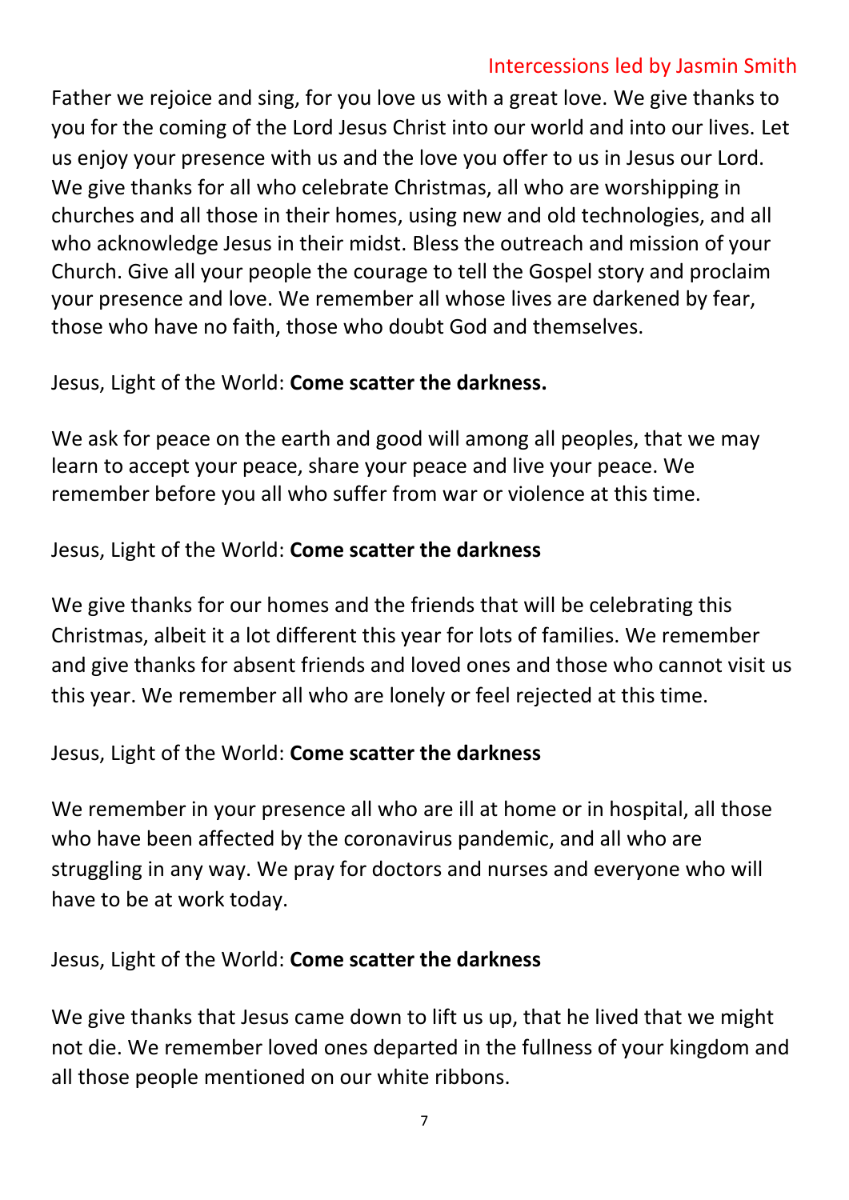Intercessions led by Jasmin Smith

Father we rejoice and sing, for you love us with a great love. We give thanks to you for the coming of the Lord Jesus Christ into our world and into our lives. Let us enjoy your presence with us and the love you offer to us in Jesus our Lord. We give thanks for all who celebrate Christmas, all who are worshipping in churches and all those in their homes, using new and old technologies, and all who acknowledge Jesus in their midst. Bless the outreach and mission of your Church. Give all your people the courage to tell the Gospel story and proclaim your presence and love. We remember all whose lives are darkened by fear, those who have no faith, those who doubt God and themselves.

Jesus, Light of the World: **Come scatter the darkness.**

We ask for peace on the earth and good will among all peoples, that we may learn to accept your peace, share your peace and live your peace. We remember before you all who suffer from war or violence at this time.

Jesus, Light of the World: **Come scatter the darkness**

We give thanks for our homes and the friends that will be celebrating this Christmas, albeit it a lot different this year for lots of families. We remember and give thanks for absent friends and loved ones and those who cannot visit us this year. We remember all who are lonely or feel rejected at this time.

Jesus, Light of the World: **Come scatter the darkness**

We remember in your presence all who are ill at home or in hospital, all those who have been affected by the coronavirus pandemic, and all who are struggling in any way. We pray for doctors and nurses and everyone who will have to be at work today.

Jesus, Light of the World: **Come scatter the darkness**

We give thanks that Jesus came down to lift us up, that he lived that we might not die. We remember loved ones departed in the fullness of your kingdom and all those people mentioned on our white ribbons.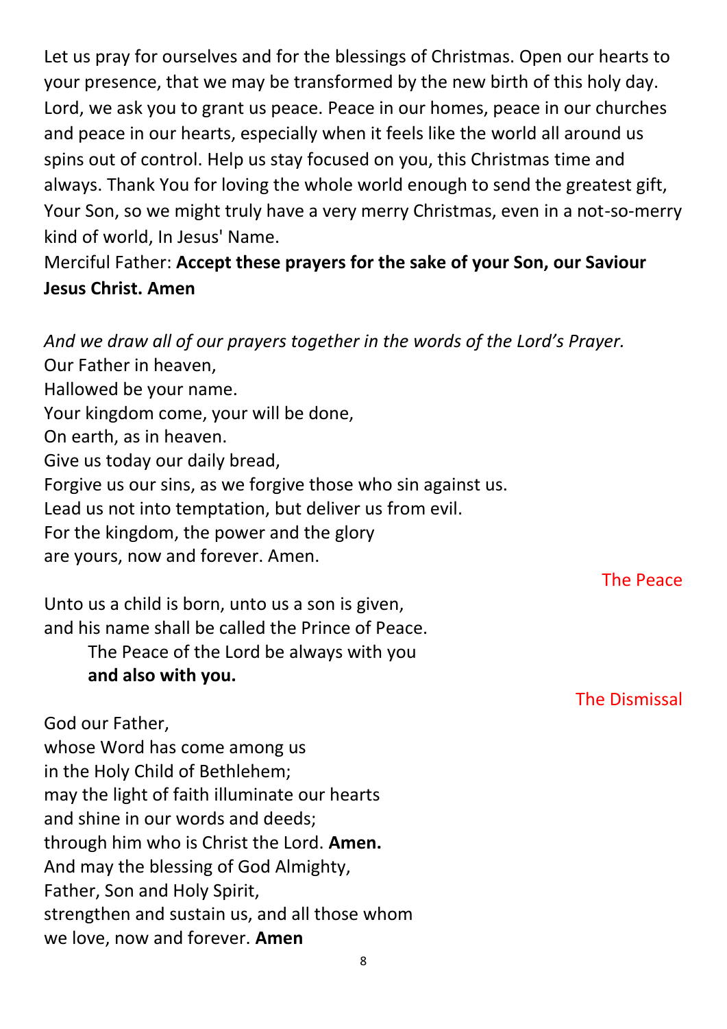Let us pray for ourselves and for the blessings of Christmas. Open our hearts to your presence, that we may be transformed by the new birth of this holy day. Lord, we ask you to grant us peace. Peace in our homes, peace in our churches and peace in our hearts, especially when it feels like the world all around us spins out of control. Help us stay focused on you, this Christmas time and always. Thank You for loving the whole world enough to send the greatest gift, Your Son, so we might truly have a very merry Christmas, even in a not-so-merry kind of world, In Jesus' Name.

Merciful Father: **Accept these prayers for the sake of your Son, our Saviour Jesus Christ. Amen**

*And we draw all of our prayers together in the words of the Lord's Prayer.*

Our Father in heaven,
Hallowed be your name.
Your kingdom come, your will be done,
On earth, as in heaven.
Give us today our daily bread,
Forgive us our sins, as we forgive those who sin against us.
Lead us not into temptation, but deliver us from evil.
For the kingdom, the power and the glory
are yours, now and forever. Amen.

### The Peace

Unto us a child is born, unto us a son is given,
and his name shall be called the Prince of Peace.

The Peace of the Lord be always with you
**and also with you.**

### The Dismissal

God our Father,
whose Word has come among us
in the Holy Child of Bethlehem;
may the light of faith illuminate our hearts
and shine in our words and deeds;
through him who is Christ the Lord. **Amen.**
And may the blessing of God Almighty,
Father, Son and Holy Spirit,
strengthen and sustain us, and all those whom
we love, now and forever. **Amen**